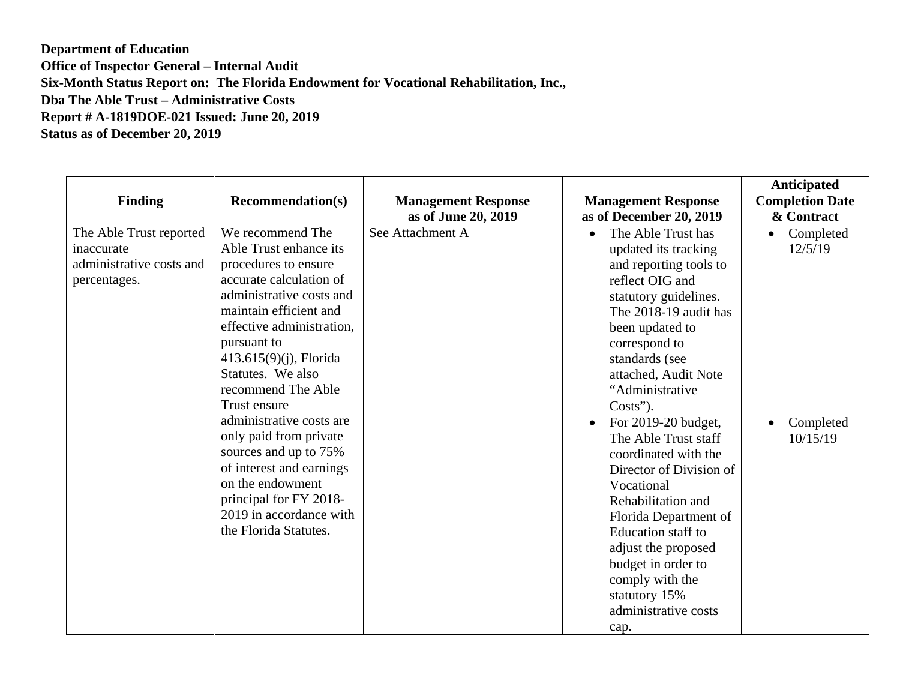**Department of Education**
**Office of Inspector General – Internal Audit**
**Six-Month Status Report on: The Florida Endowment for Vocational Rehabilitation, Inc.,**
**Dba The Able Trust – Administrative Costs**
**Report # A-1819DOE-021 Issued: June 20, 2019**
**Status as of December 20, 2019**

| Finding | Recommendation(s) | Management Response as of June 20, 2019 | Management Response as of December 20, 2019 | Anticipated Completion Date & Contract |
|---|---|---|---|---|
| The Able Trust reported inaccurate administrative costs and percentages. | We recommend The Able Trust enhance its procedures to ensure accurate calculation of administrative costs and maintain efficient and effective administration, pursuant to 413.615(9)(j), Florida Statutes. We also recommend The Able Trust ensure administrative costs are only paid from private sources and up to 75% of interest and earnings on the endowment principal for FY 2018-2019 in accordance with the Florida Statutes. | See Attachment A | • The Able Trust has updated its tracking and reporting tools to reflect OIG and statutory guidelines. The 2018-19 audit has been updated to correspond to standards (see attached, Audit Note "Administrative Costs").<br>• For 2019-20 budget, The Able Trust staff coordinated with the Director of Division of Vocational Rehabilitation and Florida Department of Education staff to adjust the proposed budget in order to comply with the statutory 15% administrative costs cap. | • Completed 12/5/19<br>• Completed 10/15/19 |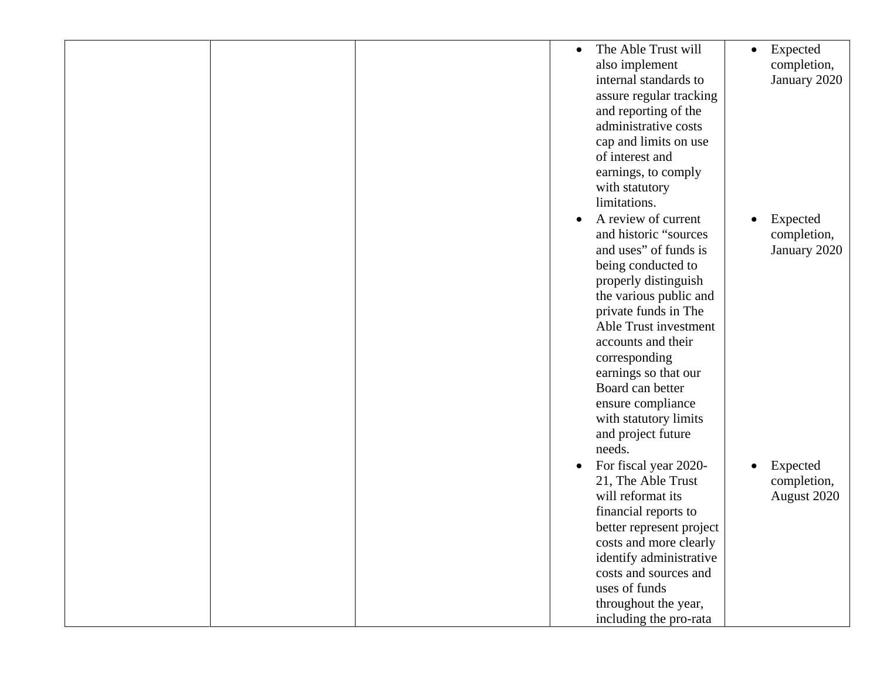| | | | | |
|---|---|---|---|---|
| | | | • The Able Trust will also implement internal standards to assure regular tracking and reporting of the administrative costs cap and limits on use of interest and earnings, to comply with statutory limitations.<br>• A review of current and historic "sources and uses" of funds is being conducted to properly distinguish the various public and private funds in The Able Trust investment accounts and their corresponding earnings so that our Board can better ensure compliance with statutory limits and project future needs.<br>• For fiscal year 2020-21, The Able Trust will reformat its financial reports to better represent project costs and more clearly identify administrative costs and sources and uses of funds throughout the year, including the pro-rata | • Expected completion, January 2020<br>• Expected completion, January 2020<br>• Expected completion, August 2020 |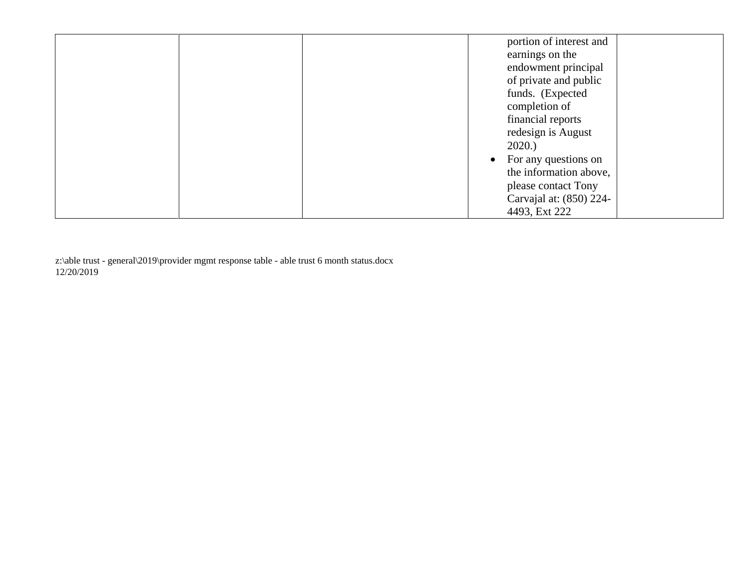|  |  |  | portion of interest and earnings on the endowment principal of private and public funds. (Expected completion of financial reports redesign is August 2020.)<br>• For any questions on the information above, please contact Tony Carvajal at: (850) 224-4493, Ext 222 |  |
|---|---|---|---|---|

z:\able trust - general\2019\provider mgmt response table - able trust 6 month status.docx
12/20/2019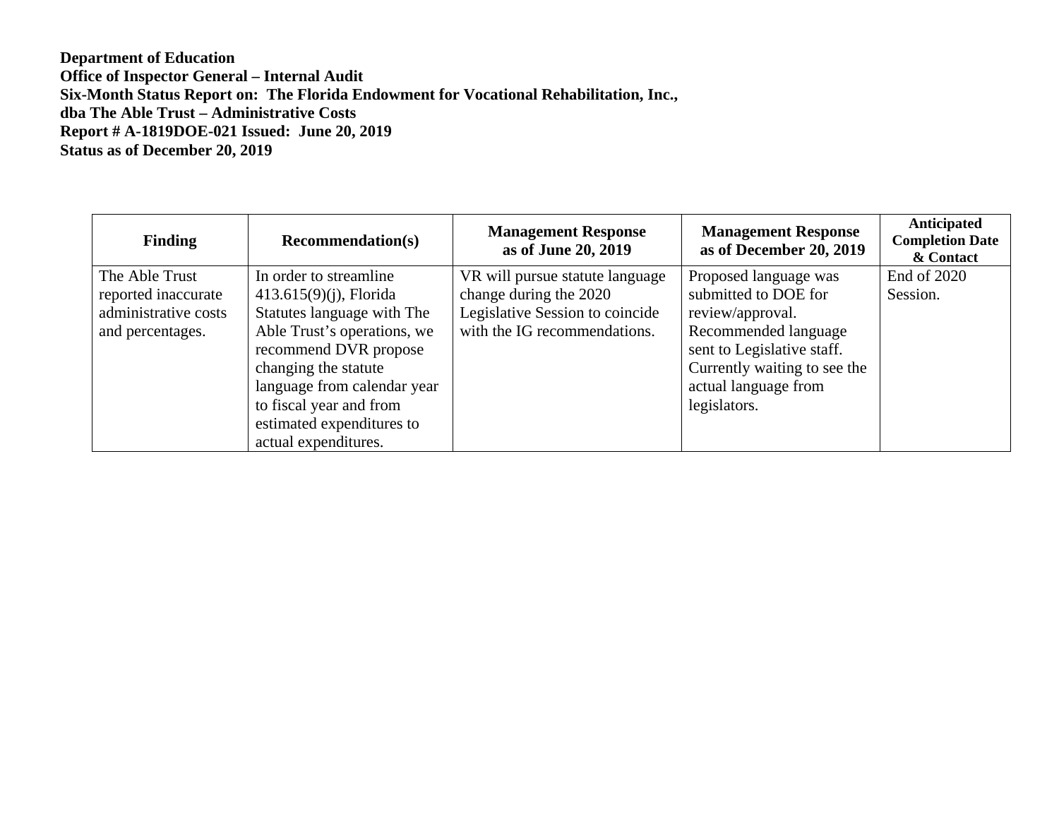**Department of Education**
**Office of Inspector General – Internal Audit**
**Six-Month Status Report on: The Florida Endowment for Vocational Rehabilitation, Inc., dba The Able Trust – Administrative Costs**
**Report # A-1819DOE-021 Issued: June 20, 2019**
**Status as of December 20, 2019**

| Finding | Recommendation(s) | Management Response as of June 20, 2019 | Management Response as of December 20, 2019 | Anticipated Completion Date & Contact |
|---|---|---|---|---|
| The Able Trust reported inaccurate administrative costs and percentages. | In order to streamline 413.615(9)(j), Florida Statutes language with The Able Trust's operations, we recommend DVR propose changing the statute language from calendar year to fiscal year and from estimated expenditures to actual expenditures. | VR will pursue statute language change during the 2020 Legislative Session to coincide with the IG recommendations. | Proposed language was submitted to DOE for review/approval. Recommended language sent to Legislative staff. Currently waiting to see the actual language from legislators. | End of 2020 Session. |